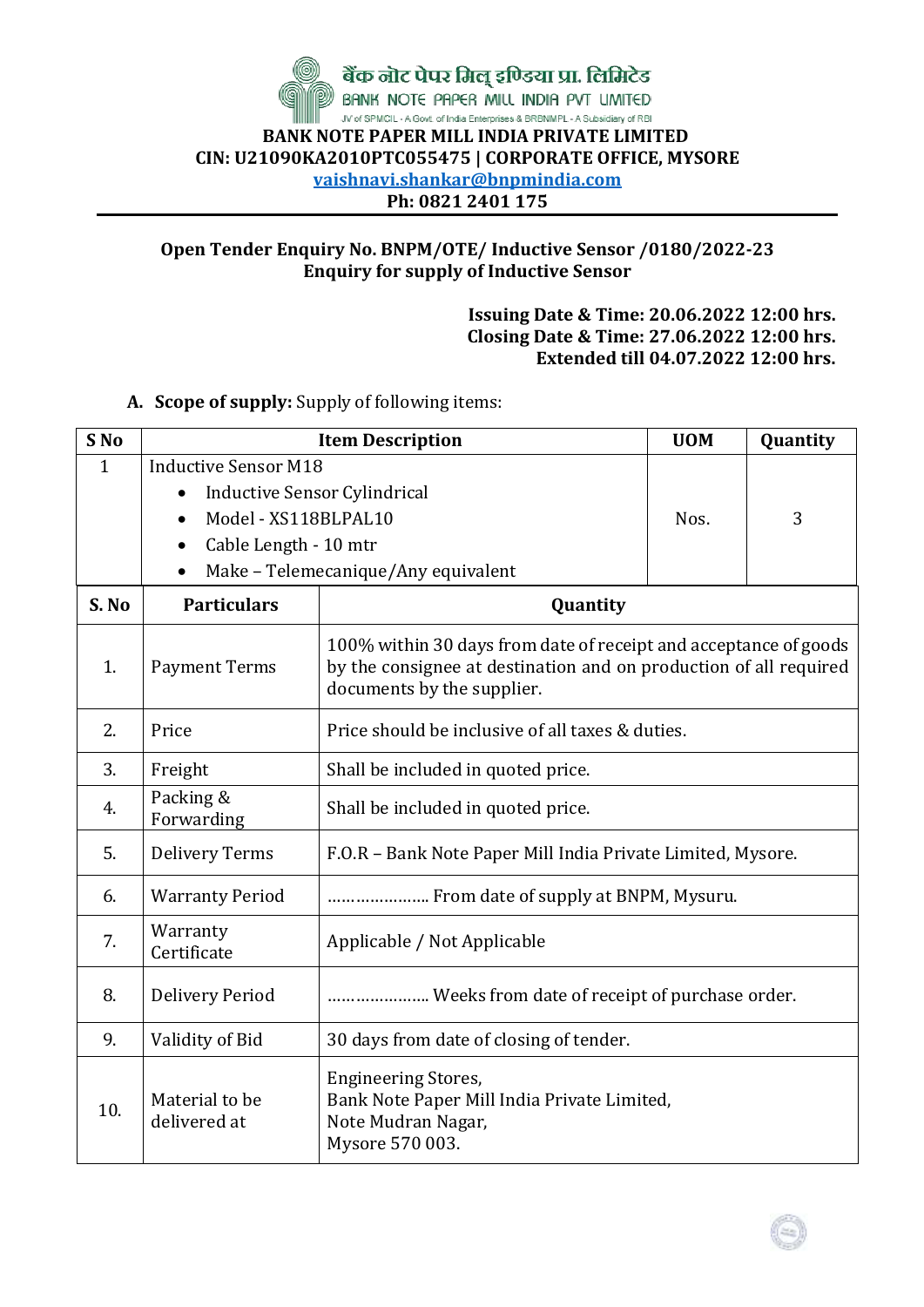बैंक नोट पेपर मिल् इण्डिया प्रा. लिमिटेड

BANK NOTE PAPER MILL INDIA PVT LIMITED

JV of SPMCIL - A Govt. of India Enterprises & BRBNMPL - A Subsidiary of RBI

**BANK NOTE PAPER MILL INDIA PRIVATE LIMITED**

**CIN: U21090KA2010PTC055475 | CORPORATE OFFICE, MYSORE**

**vaishnavi.shankar@bnpmindia.com**

**Ph: 0821 2401 175**

---

**Open Tender Enquiry No. BNPM/OTE/ Inductive Sensor /0180/2022-23**

**Enquiry for supply of Inductive Sensor**

**Issuing Date & Time: 20.06.2022 12:00 hrs.**
**Closing Date & Time: 27.06.2022 12:00 hrs.**
**Extended till 04.07.2022 12:00 hrs.**

A. **Scope of supply:** Supply of following items:

| S No | Item Description | UOM | Quantity |
|---|---|---|---|
| 1 | Inductive Sensor M18<br>• Inductive Sensor Cylindrical<br>• Model - XS118BLPAL10<br>• Cable Length - 10 mtr<br>• Make – Telemecanique/Any equivalent | Nos. | 3 |

| S. No | Particulars | Quantity |
|---|---|---|
| 1. | Payment Terms | 100% within 30 days from date of receipt and acceptance of goods by the consignee at destination and on production of all required documents by the supplier. |
| 2. | Price | Price should be inclusive of all taxes & duties. |
| 3. | Freight | Shall be included in quoted price. |
| 4. | Packing & Forwarding | Shall be included in quoted price. |
| 5. | Delivery Terms | F.O.R – Bank Note Paper Mill India Private Limited, Mysore. |
| 6. | Warranty Period | ………………… From date of supply at BNPM, Mysuru. |
| 7. | Warranty Certificate | Applicable / Not Applicable |
| 8. | Delivery Period | ………………… Weeks from date of receipt of purchase order. |
| 9. | Validity of Bid | 30 days from date of closing of tender. |
| 10. | Material to be delivered at | Engineering Stores,<br>Bank Note Paper Mill India Private Limited,<br>Note Mudran Nagar,<br>Mysore 570 003. |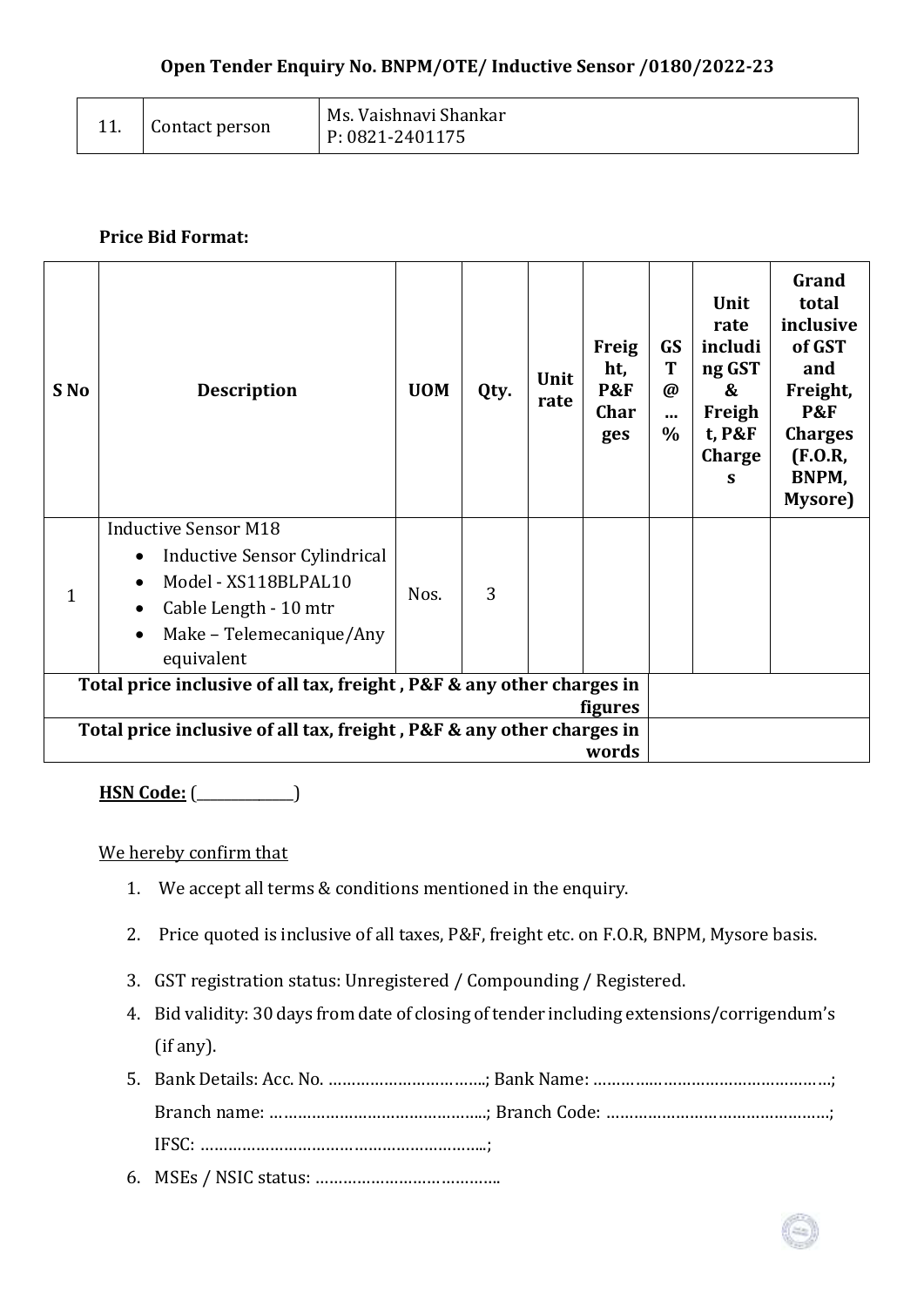**Open Tender Enquiry No. BNPM/OTE/ Inductive Sensor /0180/2022-23**

| 11. | Contact person | Ms. Vaishnavi Shankar<br>P: 0821-2401175 |
|---|---|---|

**Price Bid Format:**

| S No | Description | UOM | Qty. | Unit rate | Freight, P&F Charges | GST @ ... % | Unit rate including GST & Freight, P&F Charges | Grand total inclusive of GST and Freight, P&F Charges (F.O.R, BNPM, Mysore) |
|---|---|---|---|---|---|---|---|---|
| 1 | Inductive Sensor M18<br>• Inductive Sensor Cylindrical<br>• Model - XS118BLPAL10<br>• Cable Length - 10 mtr<br>• Make – Telemecanique/Any equivalent | Nos. | 3 | | | | | |
| Total price inclusive of all tax, freight , P&F & any other charges in figures | | | | | | | | |
| Total price inclusive of all tax, freight , P&F & any other charges in words | | | | | | | | |

**HSN Code:** (______________)

We hereby confirm that

1. We accept all terms & conditions mentioned in the enquiry.
2. Price quoted is inclusive of all taxes, P&F, freight etc. on F.O.R, BNPM, Mysore basis.
3. GST registration status: Unregistered / Compounding / Registered.
4. Bid validity: 30 days from date of closing of tender including extensions/corrigendum's (if any).
5. Bank Details: Acc. No. ……………………………..; Bank Name: ……………………………………………; Branch name: ………………………………………..; Branch Code: …………………………………………; IFSC: ……………………………………………………..;
6. MSEs / NSIC status: …………………………………..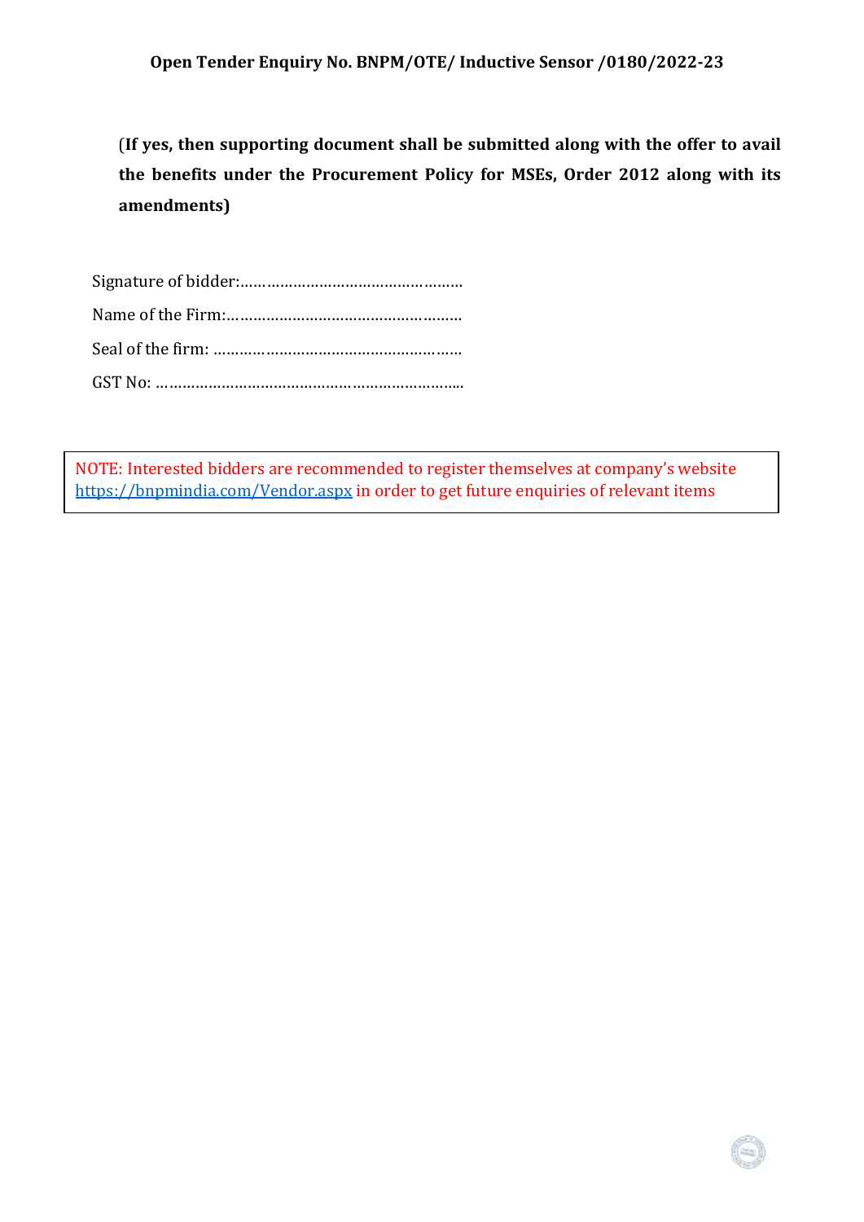(**If yes, then supporting document shall be submitted along with the offer to avail the benefits under the Procurement Policy for MSEs, Order 2012 along with its amendments)**

Signature of bidder:……………………………………………

Name of the Firm:………………………………………………

Seal of the firm: …………………………………………………

GST No: ……………………………………………………………..

NOTE: Interested bidders are recommended to register themselves at company's website https://bnpmindia.com/Vendor.aspx in order to get future enquiries of relevant items